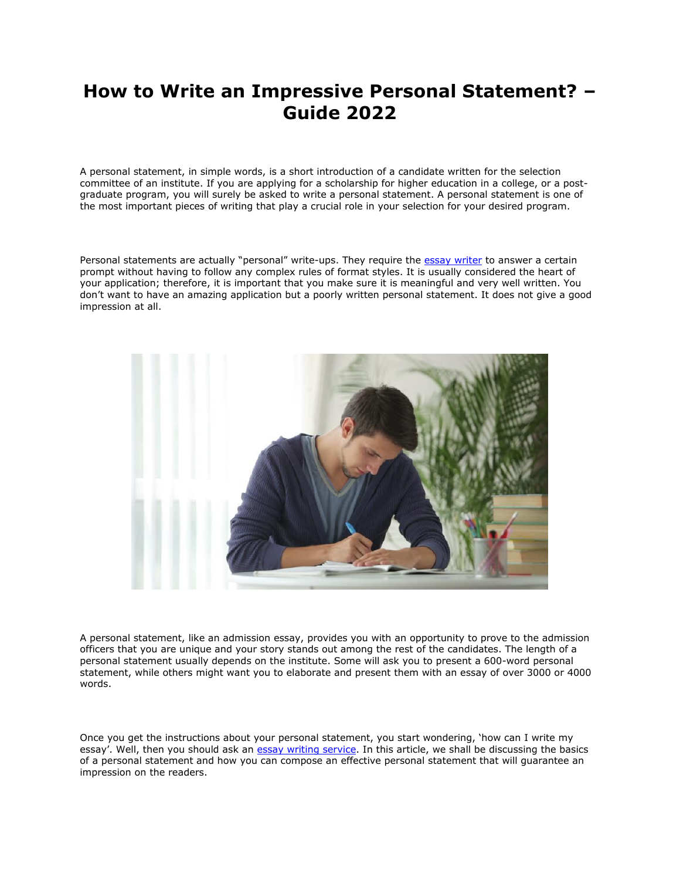# How to Write an Impressive Personal Statement? – Guide 2022

A personal statement, in simple words, is a short introduction of a candidate written for the selection committee of an institute. If you are applying for a scholarship for higher education in a college, or a post-graduate program, you will surely be asked to write a personal statement. A personal statement is one of the most important pieces of writing that play a crucial role in your selection for your desired program.

Personal statements are actually "personal" write-ups. They require the essay writer to answer a certain prompt without having to follow any complex rules of format styles. It is usually considered the heart of your application; therefore, it is important that you make sure it is meaningful and very well written. You don't want to have an amazing application but a poorly written personal statement. It does not give a good impression at all.

A personal statement, like an admission essay, provides you with an opportunity to prove to the admission officers that you are unique and your story stands out among the rest of the candidates. The length of a personal statement usually depends on the institute. Some will ask you to present a 600-word personal statement, while others might want you to elaborate and present them with an essay of over 3000 or 4000 words.

Once you get the instructions about your personal statement, you start wondering, 'how can I write my essay'. Well, then you should ask an essay writing service. In this article, we shall be discussing the basics of a personal statement and how you can compose an effective personal statement that will guarantee an impression on the readers.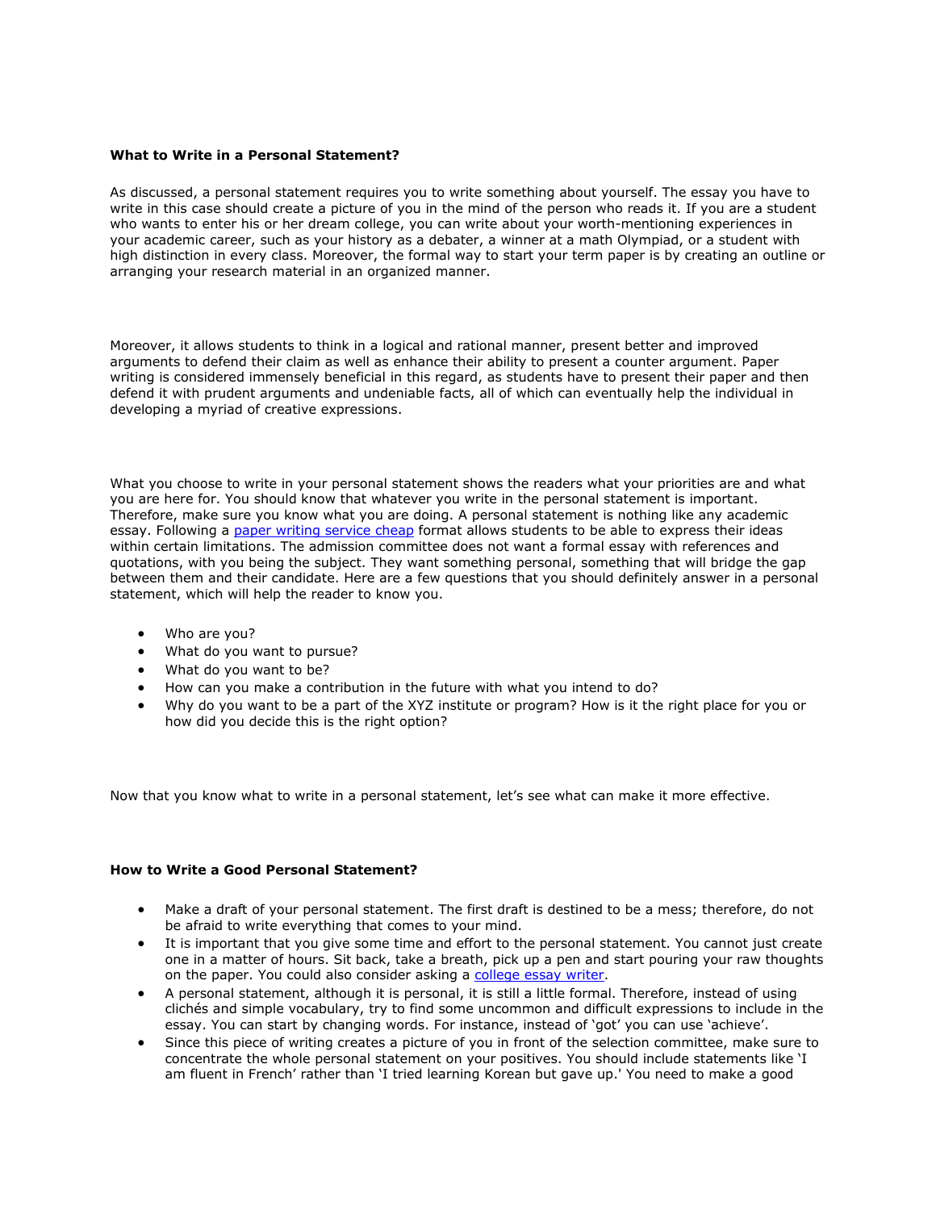### What to Write in a Personal Statement?

As discussed, a personal statement requires you to write something about yourself. The essay you have to write in this case should create a picture of you in the mind of the person who reads it. If you are a student who wants to enter his or her dream college, you can write about your worth-mentioning experiences in your academic career, such as your history as a debater, a winner at a math Olympiad, or a student with high distinction in every class. Moreover, the formal way to start your term paper is by creating an outline or arranging your research material in an organized manner.

Moreover, it allows students to think in a logical and rational manner, present better and improved arguments to defend their claim as well as enhance their ability to present a counter argument. Paper writing is considered immensely beneficial in this regard, as students have to present their paper and then defend it with prudent arguments and undeniable facts, all of which can eventually help the individual in developing a myriad of creative expressions.

What you choose to write in your personal statement shows the readers what your priorities are and what you are here for. You should know that whatever you write in the personal statement is important. Therefore, make sure you know what you are doing. A personal statement is nothing like any academic essay. Following a [paper writing service cheap] format allows students to be able to express their ideas within certain limitations. The admission committee does not want a formal essay with references and quotations, with you being the subject. They want something personal, something that will bridge the gap between them and their candidate. Here are a few questions that you should definitely answer in a personal statement, which will help the reader to know you.

- Who are you?
- What do you want to pursue?
- What do you want to be?
- How can you make a contribution in the future with what you intend to do?
- Why do you want to be a part of the XYZ institute or program? How is it the right place for you or how did you decide this is the right option?

Now that you know what to write in a personal statement, let's see what can make it more effective.

### How to Write a Good Personal Statement?

- Make a draft of your personal statement. The first draft is destined to be a mess; therefore, do not be afraid to write everything that comes to your mind.
- It is important that you give some time and effort to the personal statement. You cannot just create one in a matter of hours. Sit back, take a breath, pick up a pen and start pouring your raw thoughts on the paper. You could also consider asking a [college essay writer].
- A personal statement, although it is personal, it is still a little formal. Therefore, instead of using clichés and simple vocabulary, try to find some uncommon and difficult expressions to include in the essay. You can start by changing words. For instance, instead of 'got' you can use 'achieve'.
- Since this piece of writing creates a picture of you in front of the selection committee, make sure to concentrate the whole personal statement on your positives. You should include statements like 'I am fluent in French' rather than 'I tried learning Korean but gave up.' You need to make a good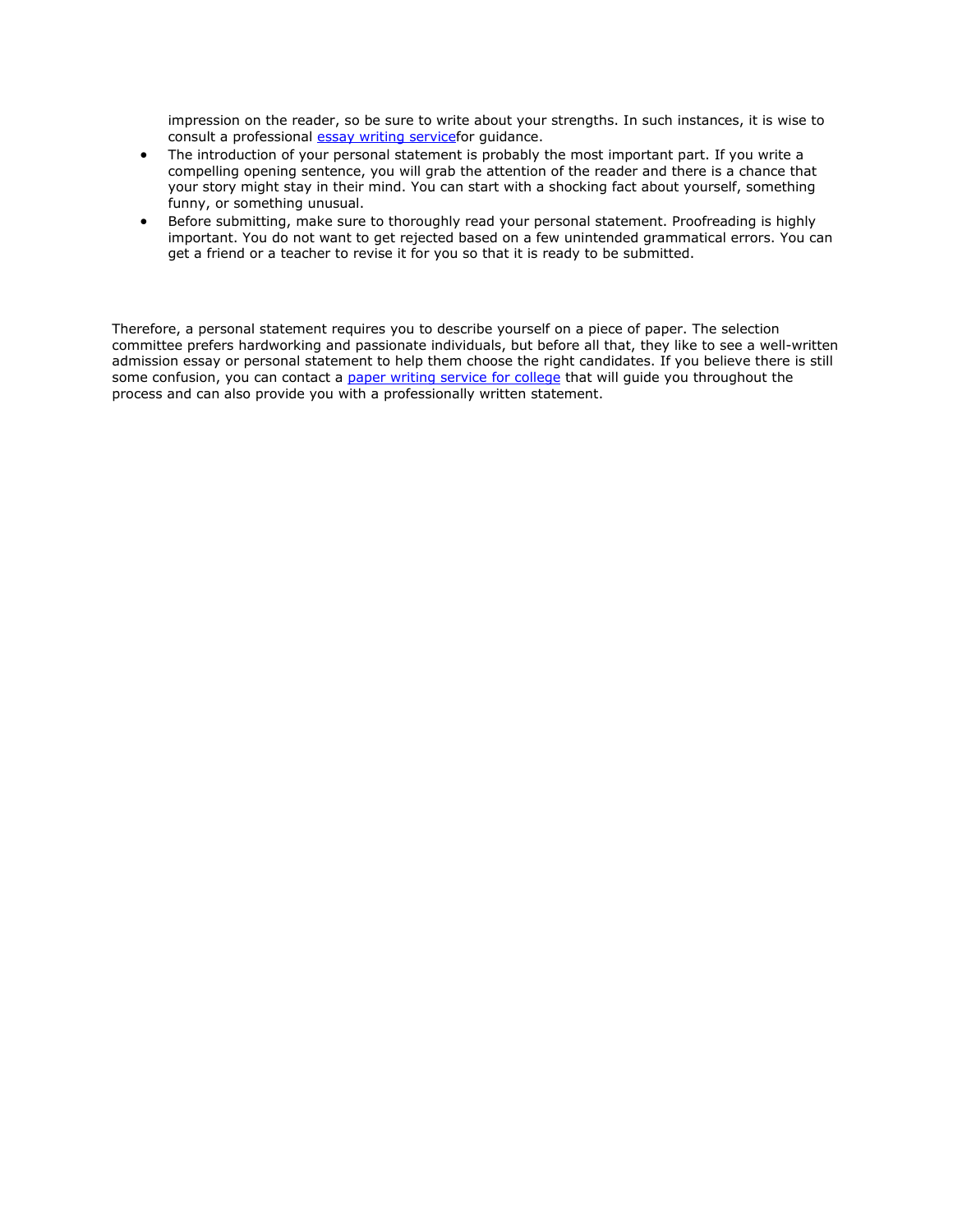impression on the reader, so be sure to write about your strengths. In such instances, it is wise to consult a professional [essay writing service](#)for guidance.

- The introduction of your personal statement is probably the most important part. If you write a compelling opening sentence, you will grab the attention of the reader and there is a chance that your story might stay in their mind. You can start with a shocking fact about yourself, something funny, or something unusual.
- Before submitting, make sure to thoroughly read your personal statement. Proofreading is highly important. You do not want to get rejected based on a few unintended grammatical errors. You can get a friend or a teacher to revise it for you so that it is ready to be submitted.

Therefore, a personal statement requires you to describe yourself on a piece of paper. The selection committee prefers hardworking and passionate individuals, but before all that, they like to see a well-written admission essay or personal statement to help them choose the right candidates. If you believe there is still some confusion, you can contact a [paper writing service for college](#) that will guide you throughout the process and can also provide you with a professionally written statement.